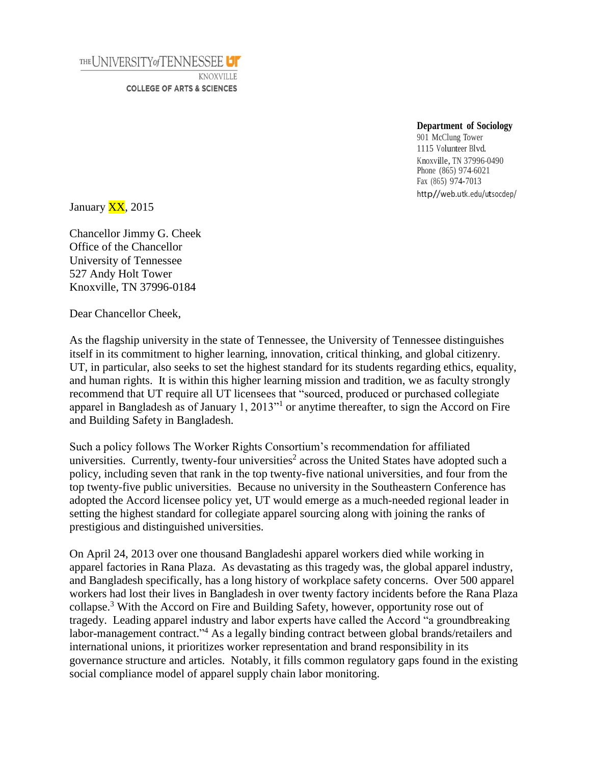THE UNIVERSITY of TENNESSEE UT
KNOXVILLE
COLLEGE OF ARTS & SCIENCES

**Department of Sociology**
901 McClung Tower
1115 Volunteer Blvd.
Knoxville, TN 37996-0490
Phone (865) 974-6021
Fax (865) 974-7013
http//web.utk.edu/utsocdep/

January XX, 2015

Chancellor Jimmy G. Cheek
Office of the Chancellor
University of Tennessee
527 Andy Holt Tower
Knoxville, TN 37996-0184

Dear Chancellor Cheek,

As the flagship university in the state of Tennessee, the University of Tennessee distinguishes itself in its commitment to higher learning, innovation, critical thinking, and global citizenry. UT, in particular, also seeks to set the highest standard for its students regarding ethics, equality, and human rights. It is within this higher learning mission and tradition, we as faculty strongly recommend that UT require all UT licensees that "sourced, produced or purchased collegiate apparel in Bangladesh as of January 1, 2013"[1] or anytime thereafter, to sign the Accord on Fire and Building Safety in Bangladesh.

Such a policy follows The Worker Rights Consortium's recommendation for affiliated universities. Currently, twenty-four universities[2] across the United States have adopted such a policy, including seven that rank in the top twenty-five national universities, and four from the top twenty-five public universities. Because no university in the Southeastern Conference has adopted the Accord licensee policy yet, UT would emerge as a much-needed regional leader in setting the highest standard for collegiate apparel sourcing along with joining the ranks of prestigious and distinguished universities.

On April 24, 2013 over one thousand Bangladeshi apparel workers died while working in apparel factories in Rana Plaza. As devastating as this tragedy was, the global apparel industry, and Bangladesh specifically, has a long history of workplace safety concerns. Over 500 apparel workers had lost their lives in Bangladesh in over twenty factory incidents before the Rana Plaza collapse.[3] With the Accord on Fire and Building Safety, however, opportunity rose out of tragedy. Leading apparel industry and labor experts have called the Accord "a groundbreaking labor-management contract."[4] As a legally binding contract between global brands/retailers and international unions, it prioritizes worker representation and brand responsibility in its governance structure and articles. Notably, it fills common regulatory gaps found in the existing social compliance model of apparel supply chain labor monitoring.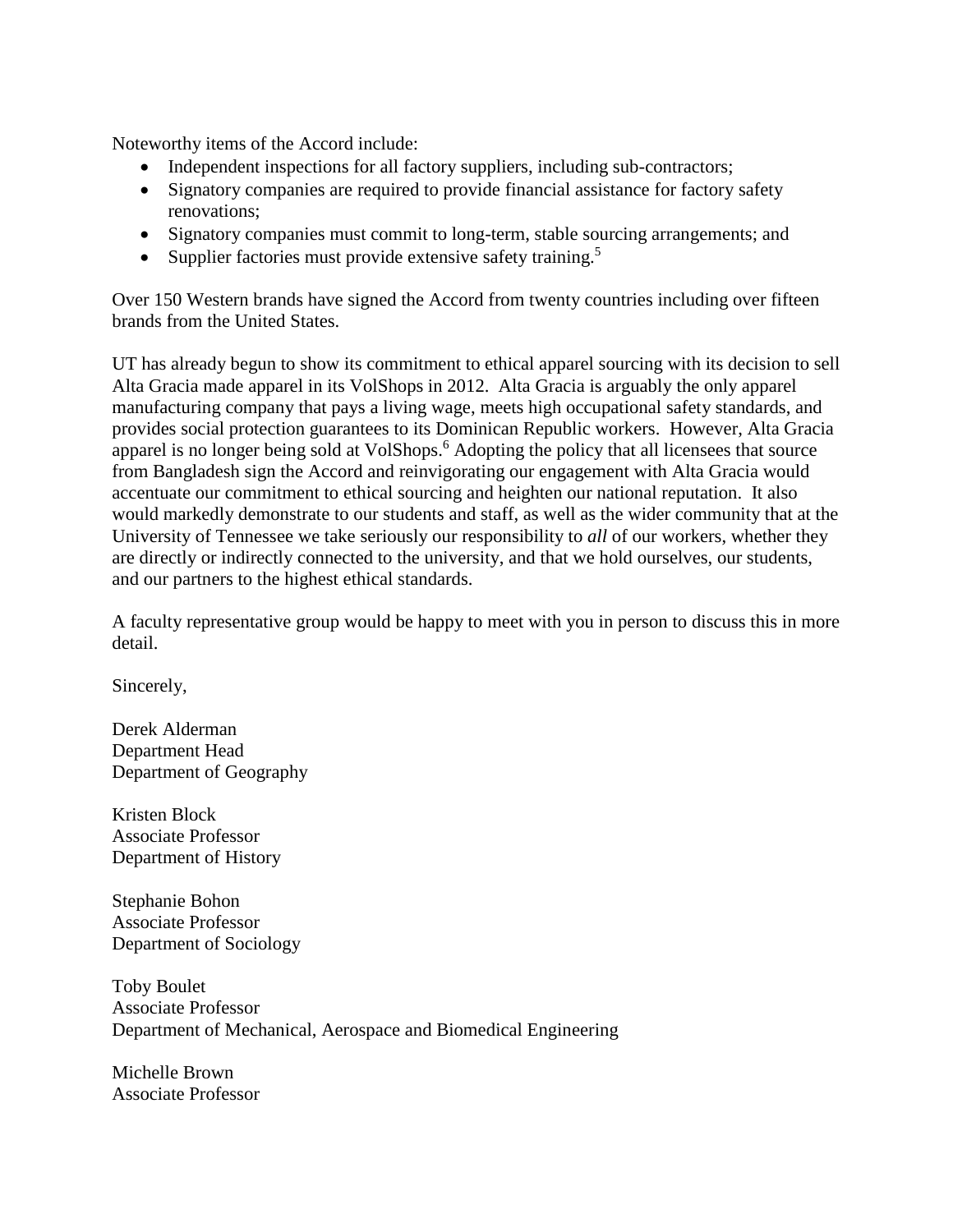Noteworthy items of the Accord include:

- Independent inspections for all factory suppliers, including sub-contractors;
- Signatory companies are required to provide financial assistance for factory safety renovations;
- Signatory companies must commit to long-term, stable sourcing arrangements; and
- Supplier factories must provide extensive safety training.[5]

Over 150 Western brands have signed the Accord from twenty countries including over fifteen brands from the United States.

UT has already begun to show its commitment to ethical apparel sourcing with its decision to sell Alta Gracia made apparel in its VolShops in 2012. Alta Gracia is arguably the only apparel manufacturing company that pays a living wage, meets high occupational safety standards, and provides social protection guarantees to its Dominican Republic workers. However, Alta Gracia apparel is no longer being sold at VolShops.[6] Adopting the policy that all licensees that source from Bangladesh sign the Accord and reinvigorating our engagement with Alta Gracia would accentuate our commitment to ethical sourcing and heighten our national reputation. It also would markedly demonstrate to our students and staff, as well as the wider community that at the University of Tennessee we take seriously our responsibility to *all* of our workers, whether they are directly or indirectly connected to the university, and that we hold ourselves, our students, and our partners to the highest ethical standards.

A faculty representative group would be happy to meet with you in person to discuss this in more detail.

Sincerely,

Derek Alderman
Department Head
Department of Geography

Kristen Block
Associate Professor
Department of History

Stephanie Bohon
Associate Professor
Department of Sociology

Toby Boulet
Associate Professor
Department of Mechanical, Aerospace and Biomedical Engineering

Michelle Brown
Associate Professor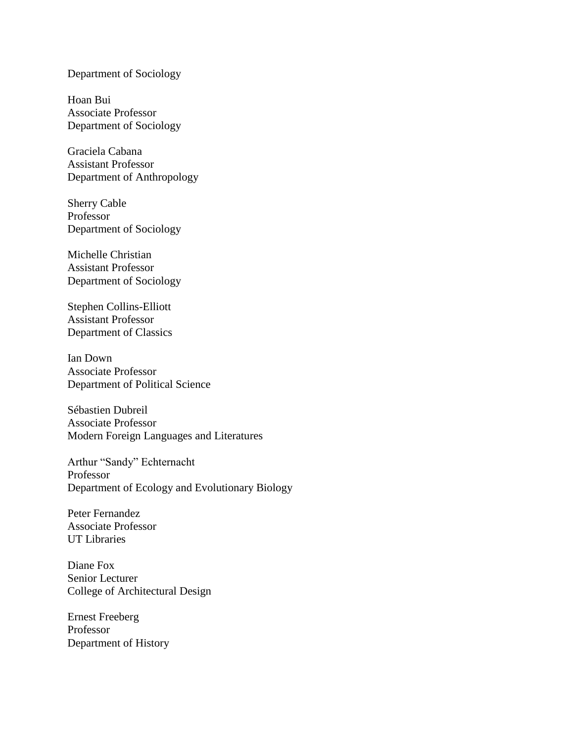Department of Sociology

Hoan Bui
Associate Professor
Department of Sociology

Graciela Cabana
Assistant Professor
Department of Anthropology

Sherry Cable
Professor
Department of Sociology

Michelle Christian
Assistant Professor
Department of Sociology

Stephen Collins-Elliott
Assistant Professor
Department of Classics

Ian Down
Associate Professor
Department of Political Science

Sébastien Dubreil
Associate Professor
Modern Foreign Languages and Literatures

Arthur "Sandy" Echternacht
Professor
Department of Ecology and Evolutionary Biology

Peter Fernandez
Associate Professor
UT Libraries

Diane Fox
Senior Lecturer
College of Architectural Design

Ernest Freeberg
Professor
Department of History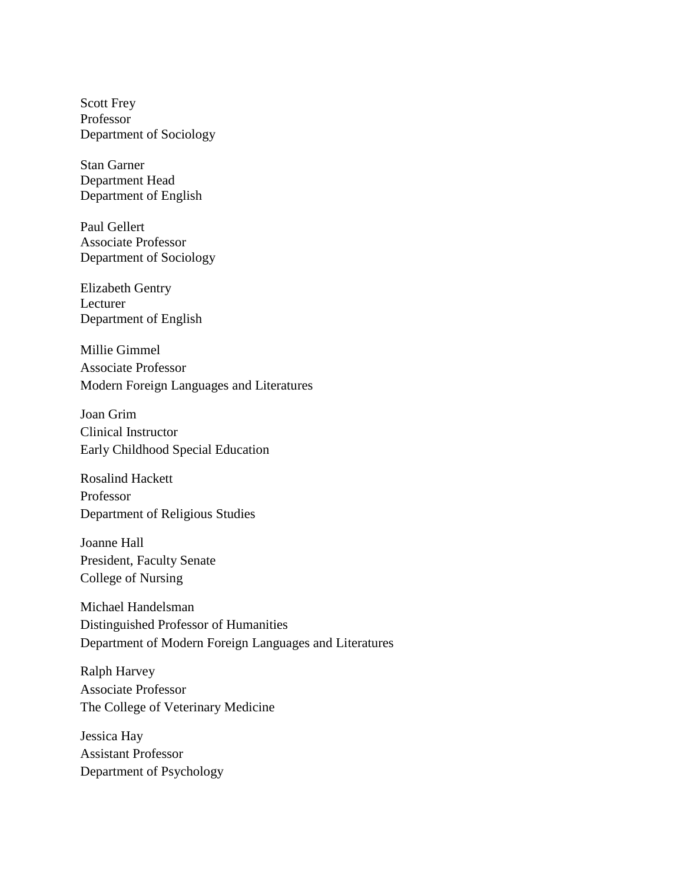Scott Frey
Professor
Department of Sociology

Stan Garner
Department Head
Department of English

Paul Gellert
Associate Professor
Department of Sociology

Elizabeth Gentry
Lecturer
Department of English

Millie Gimmel
Associate Professor
Modern Foreign Languages and Literatures

Joan Grim
Clinical Instructor
Early Childhood Special Education

Rosalind Hackett
Professor
Department of Religious Studies

Joanne Hall
President, Faculty Senate
College of Nursing

Michael Handelsman
Distinguished Professor of Humanities
Department of Modern Foreign Languages and Literatures

Ralph Harvey
Associate Professor
The College of Veterinary Medicine

Jessica Hay
Assistant Professor
Department of Psychology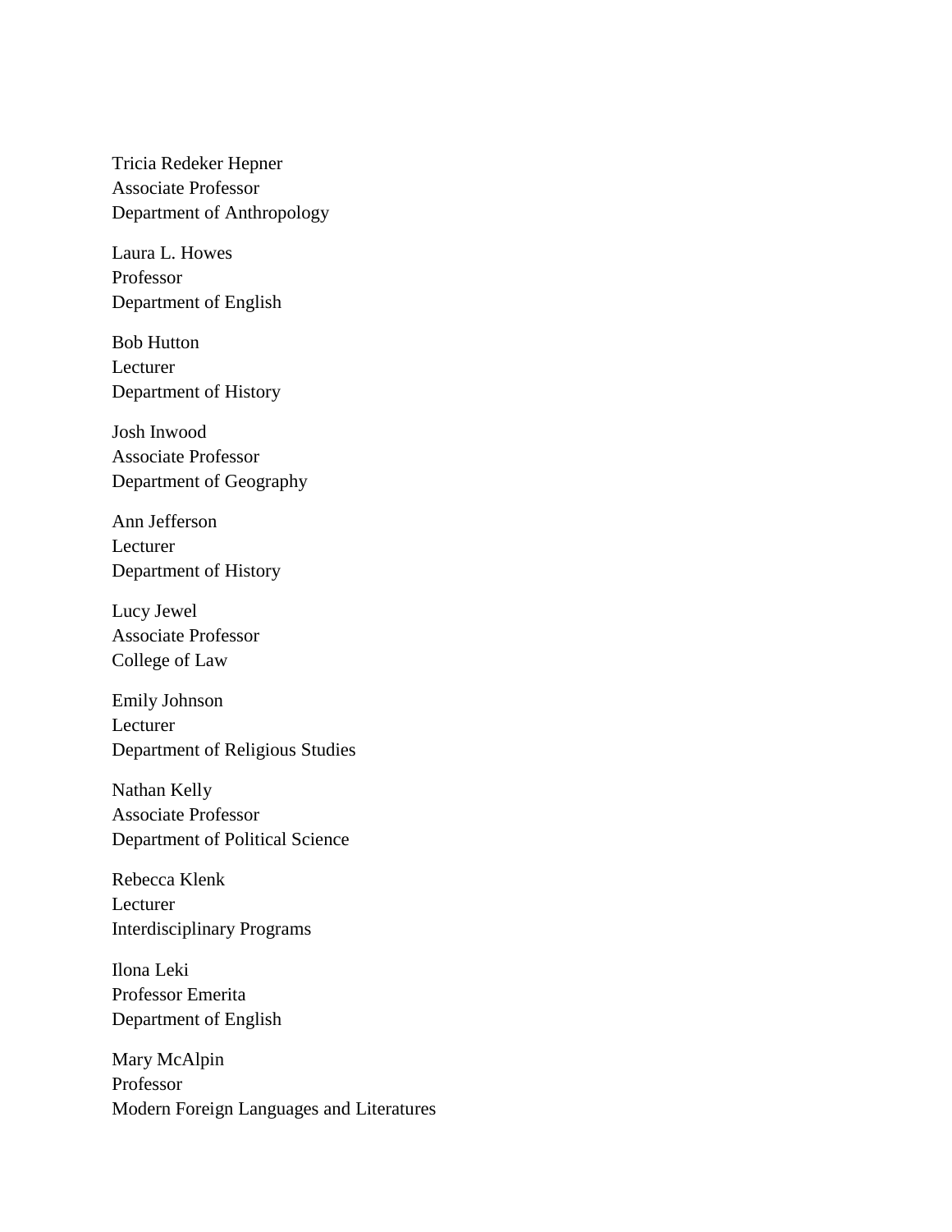Tricia Redeker Hepner
Associate Professor
Department of Anthropology

Laura L. Howes
Professor
Department of English

Bob Hutton
Lecturer
Department of History

Josh Inwood
Associate Professor
Department of Geography

Ann Jefferson
Lecturer
Department of History

Lucy Jewel
Associate Professor
College of Law

Emily Johnson
Lecturer
Department of Religious Studies

Nathan Kelly
Associate Professor
Department of Political Science

Rebecca Klenk
Lecturer
Interdisciplinary Programs

Ilona Leki
Professor Emerita
Department of English

Mary McAlpin
Professor
Modern Foreign Languages and Literatures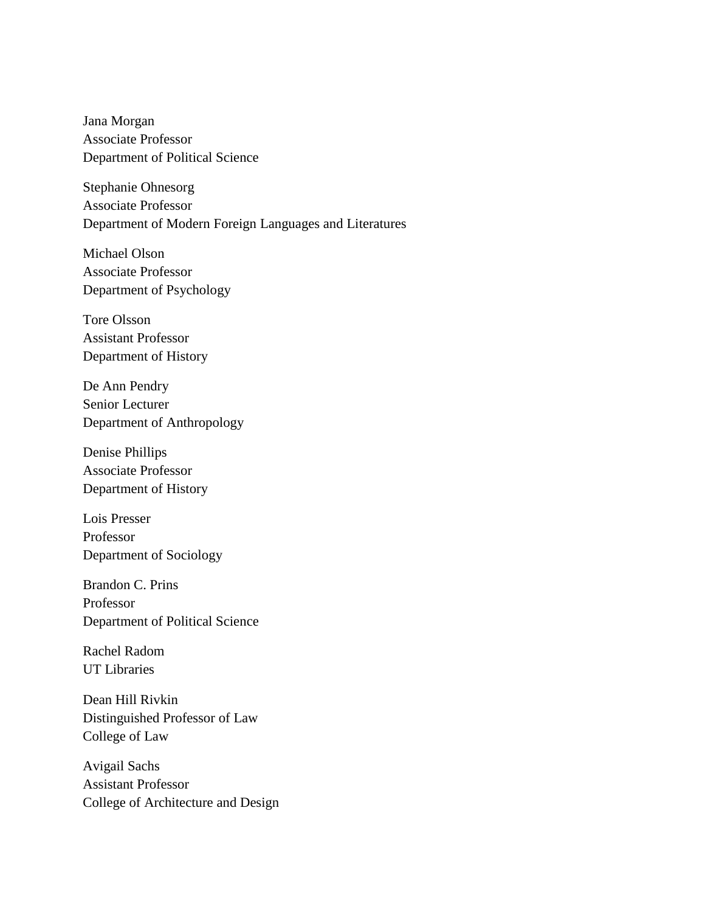Jana Morgan
Associate Professor
Department of Political Science

Stephanie Ohnesorg
Associate Professor
Department of Modern Foreign Languages and Literatures

Michael Olson
Associate Professor
Department of Psychology

Tore Olsson
Assistant Professor
Department of History

De Ann Pendry
Senior Lecturer
Department of Anthropology

Denise Phillips
Associate Professor
Department of History

Lois Presser
Professor
Department of Sociology

Brandon C. Prins
Professor
Department of Political Science

Rachel Radom
UT Libraries

Dean Hill Rivkin
Distinguished Professor of Law
College of Law

Avigail Sachs
Assistant Professor
College of Architecture and Design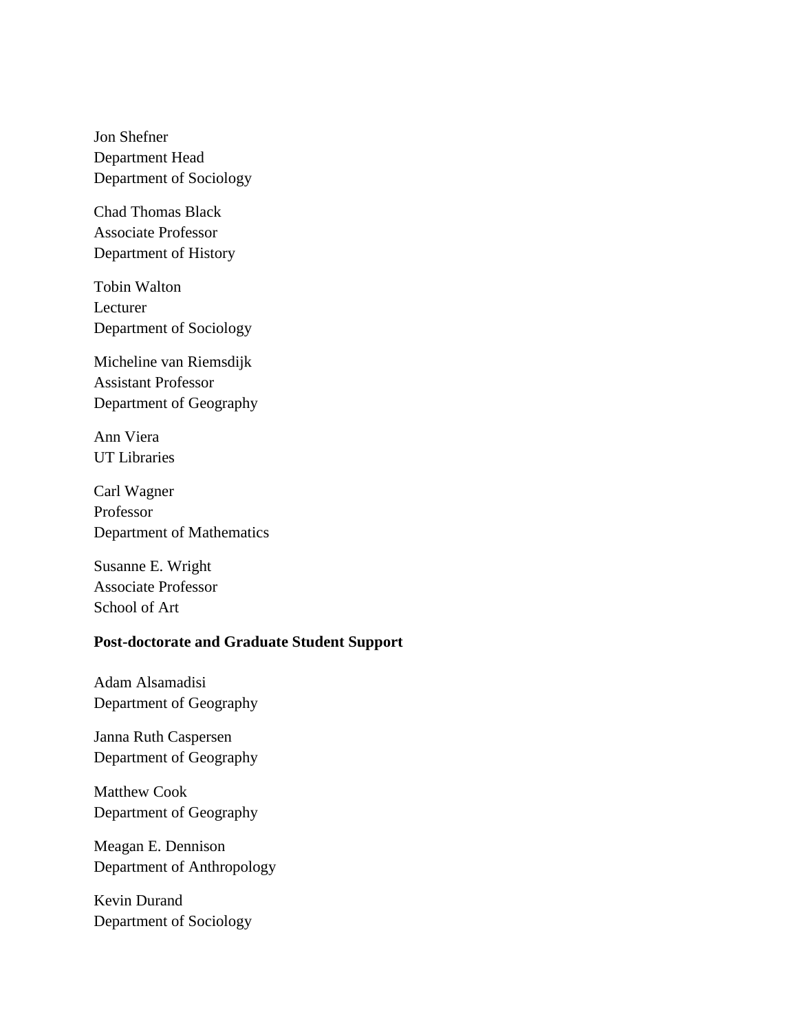Jon Shefner  
Department Head  
Department of Sociology

Chad Thomas Black  
Associate Professor  
Department of History

Tobin Walton  
Lecturer  
Department of Sociology

Micheline van Riemsdijk  
Assistant Professor  
Department of Geography

Ann Viera  
UT Libraries

Carl Wagner  
Professor  
Department of Mathematics

Susanne E. Wright  
Associate Professor  
School of Art

**Post-doctorate and Graduate Student Support**

Adam Alsamadisi  
Department of Geography

Janna Ruth Caspersen  
Department of Geography

Matthew Cook  
Department of Geography

Meagan E. Dennison  
Department of Anthropology

Kevin Durand  
Department of Sociology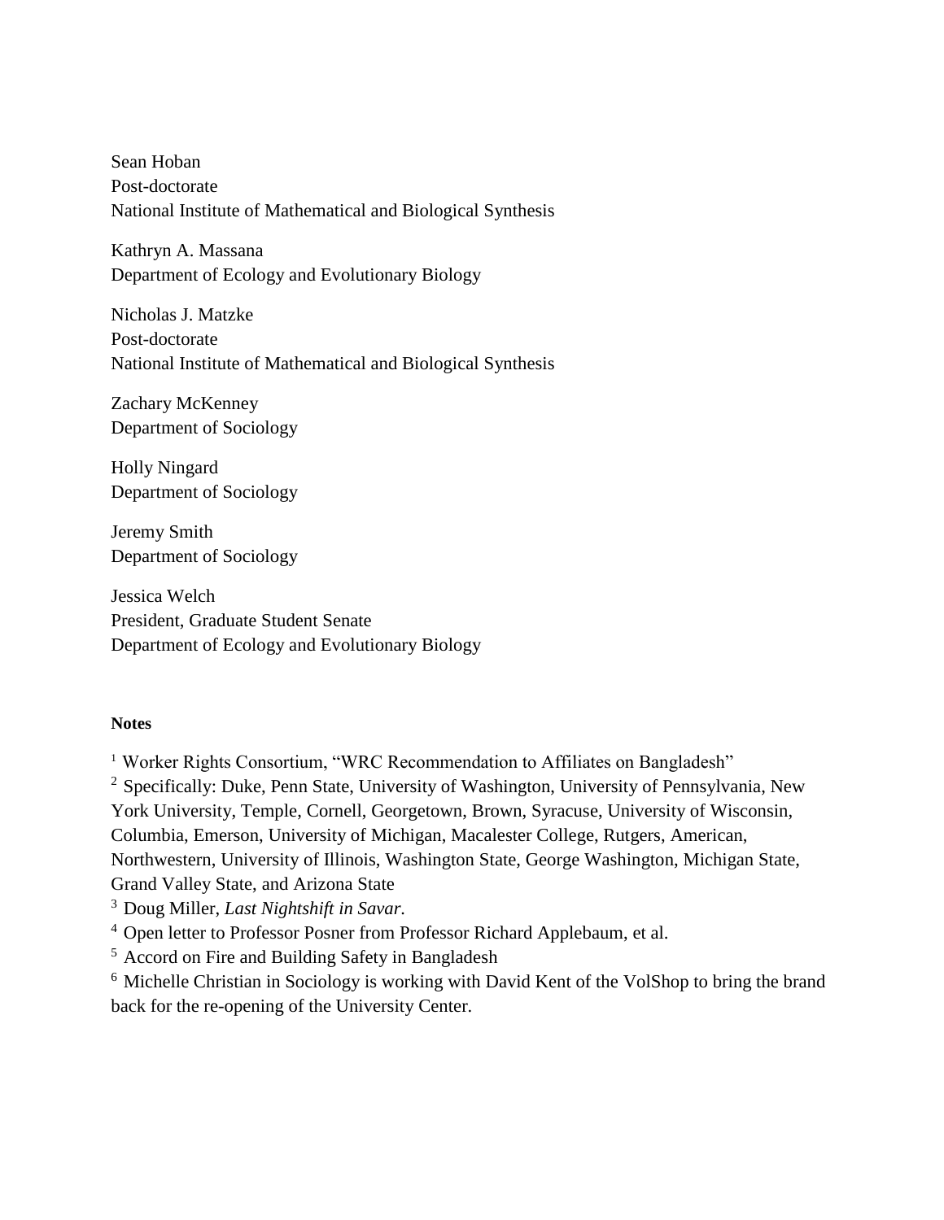Sean Hoban
Post-doctorate
National Institute of Mathematical and Biological Synthesis

Kathryn A. Massana
Department of Ecology and Evolutionary Biology

Nicholas J. Matzke
Post-doctorate
National Institute of Mathematical and Biological Synthesis

Zachary McKenney
Department of Sociology

Holly Ningard
Department of Sociology

Jeremy Smith
Department of Sociology

Jessica Welch
President, Graduate Student Senate
Department of Ecology and Evolutionary Biology

**Notes**

[1] Worker Rights Consortium, "WRC Recommendation to Affiliates on Bangladesh"
[2] Specifically: Duke, Penn State, University of Washington, University of Pennsylvania, New York University, Temple, Cornell, Georgetown, Brown, Syracuse, University of Wisconsin, Columbia, Emerson, University of Michigan, Macalester College, Rutgers, American, Northwestern, University of Illinois, Washington State, George Washington, Michigan State, Grand Valley State, and Arizona State
[3] Doug Miller, *Last Nightshift in Savar.*
[4] Open letter to Professor Posner from Professor Richard Applebaum, et al.
[5] Accord on Fire and Building Safety in Bangladesh
[6] Michelle Christian in Sociology is working with David Kent of the VolShop to bring the brand back for the re-opening of the University Center.